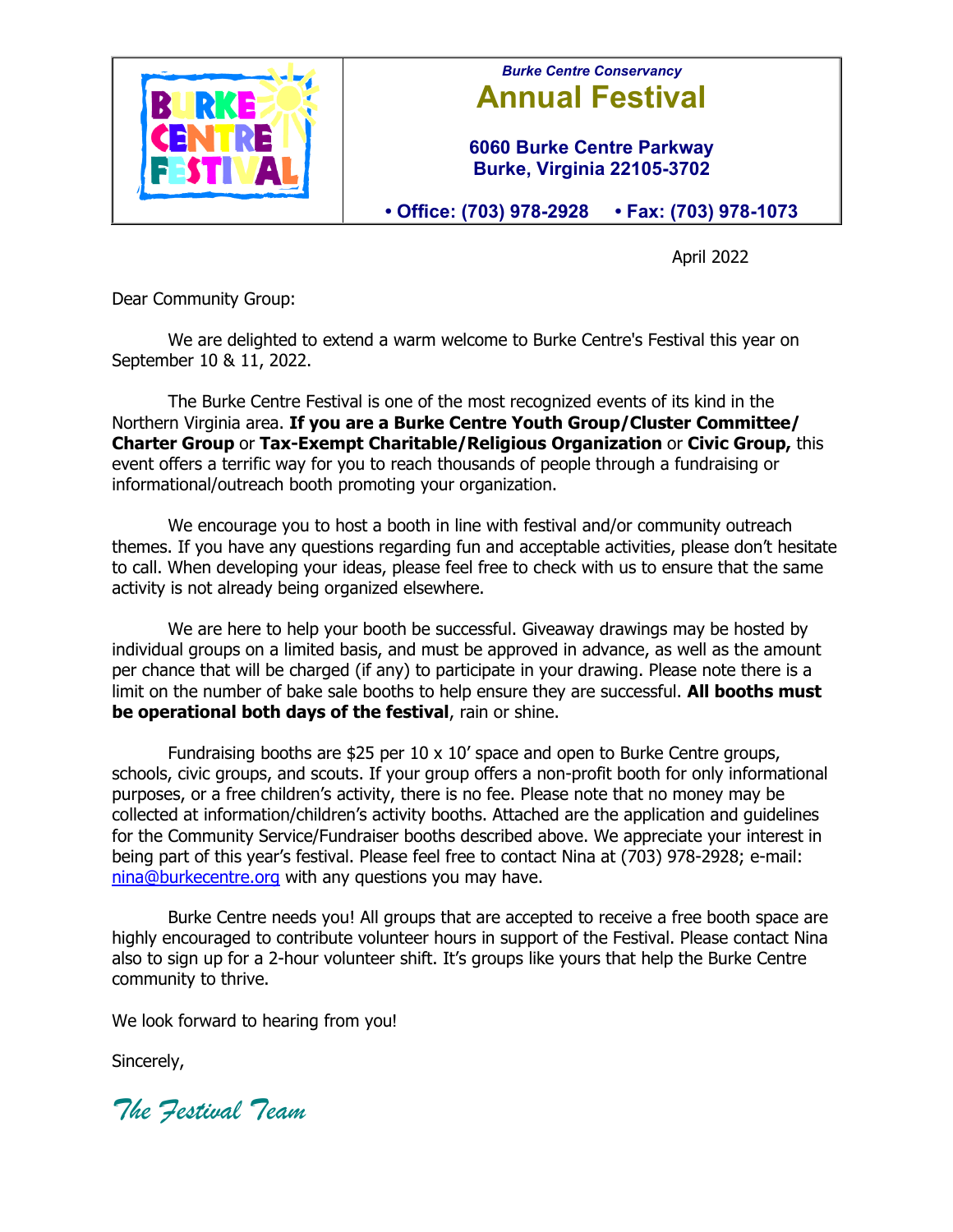*Burke Centre Conservancy*

# Annual Festival

**6060 Burke Centre Parkway**
**Burke, Virginia 22105-3702**

**• Office: (703) 978-2928 • Fax: (703) 978-1073**

April 2022

Dear Community Group:

We are delighted to extend a warm welcome to Burke Centre's Festival this year on September 10 & 11, 2022.

The Burke Centre Festival is one of the most recognized events of its kind in the Northern Virginia area. **If you are a Burke Centre Youth Group/Cluster Committee/ Charter Group** or **Tax-Exempt Charitable/Religious Organization** or **Civic Group,** this event offers a terrific way for you to reach thousands of people through a fundraising or informational/outreach booth promoting your organization.

We encourage you to host a booth in line with festival and/or community outreach themes. If you have any questions regarding fun and acceptable activities, please don't hesitate to call. When developing your ideas, please feel free to check with us to ensure that the same activity is not already being organized elsewhere.

We are here to help your booth be successful. Giveaway drawings may be hosted by individual groups on a limited basis, and must be approved in advance, as well as the amount per chance that will be charged (if any) to participate in your drawing. Please note there is a limit on the number of bake sale booths to help ensure they are successful. **All booths must be operational both days of the festival**, rain or shine.

Fundraising booths are $25 per 10 x 10' space and open to Burke Centre groups, schools, civic groups, and scouts. If your group offers a non-profit booth for only informational purposes, or a free children's activity, there is no fee. Please note that no money may be collected at information/children's activity booths. Attached are the application and guidelines for the Community Service/Fundraiser booths described above. We appreciate your interest in being part of this year's festival. Please feel free to contact Nina at (703) 978-2928; e-mail: nina@burkecentre.org with any questions you may have.

Burke Centre needs you! All groups that are accepted to receive a free booth space are highly encouraged to contribute volunteer hours in support of the Festival. Please contact Nina also to sign up for a 2-hour volunteer shift. It's groups like yours that help the Burke Centre community to thrive.

We look forward to hearing from you!

Sincerely,

*The Festival Team*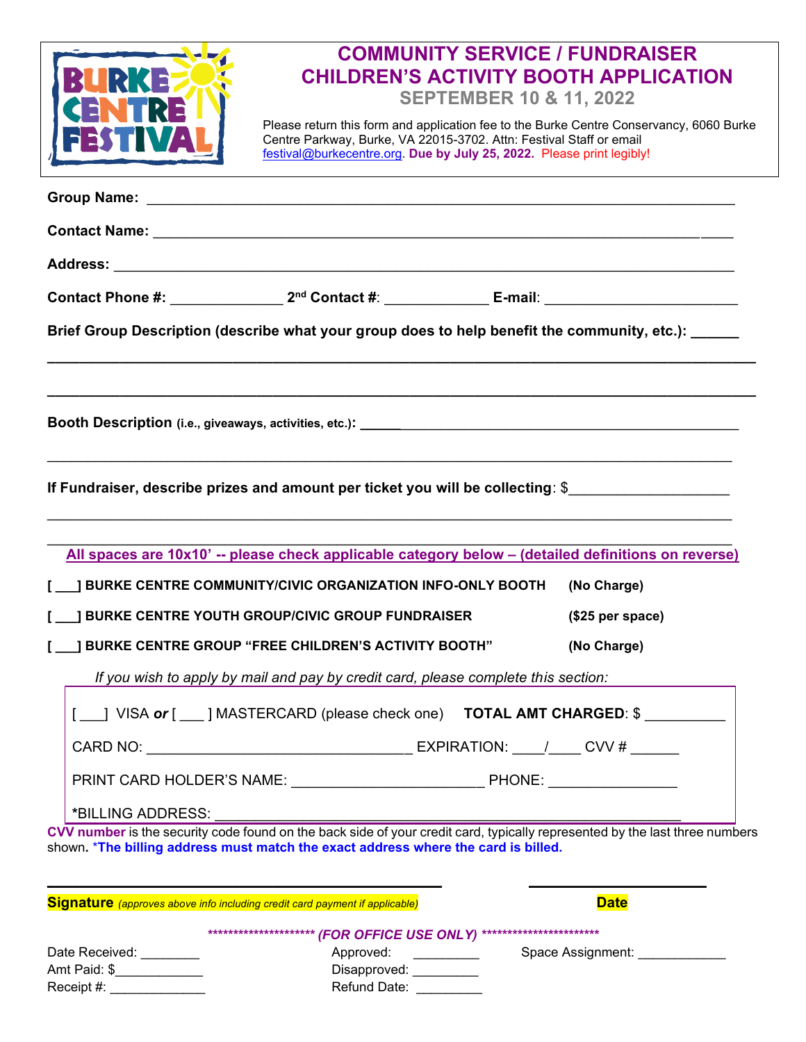# COMMUNITY SERVICE / FUNDRAISER
# CHILDREN'S ACTIVITY BOOTH APPLICATION
## SEPTEMBER 10 & 11, 2022

Please return this form and application fee to the Burke Centre Conservancy, 6060 Burke Centre Parkway, Burke, VA 22015-3702. Attn: Festival Staff or email festival@burkecentre.org. **Due by July 25, 2022.** Please print legibly!

**Group Name:** ____________________________________________________________________

**Contact Name:** ____________________________________________________________________

**Address:** ____________________________________________________________________

**Contact Phone #:** ______________ **2nd Contact #**: _____________ **E-mail**: ________________________

**Brief Group Description (describe what your group does to help benefit the community, etc.):** ______

____________________________________________________________________________________

____________________________________________________________________________________

**Booth Description** **(i.e., giveaways, activities, etc.)**: ____________________________________________

____________________________________________________________________________________

**If Fundraiser, describe prizes and amount per ticket you will be collecting**: $____________________

____________________________________________________________________________________

____________________________________________________________________________________

**All spaces are 10x10' -- please check applicable category below – (detailed definitions on reverse)**

[ ___] **BURKE CENTRE COMMUNITY/CIVIC ORGANIZATION INFO-ONLY BOOTH** **(No Charge)**

[ ___] **BURKE CENTRE YOUTH GROUP/CIVIC GROUP FUNDRAISER** **($25 per space)**

[ ___] **BURKE CENTRE GROUP "FREE CHILDREN'S ACTIVITY BOOTH"** **(No Charge)**

*If you wish to apply by mail and pay by credit card, please complete this section:*

[ ___] VISA ***or*** [ ___ ] MASTERCARD (please check one) **TOTAL AMT CHARGED**: $ __________

CARD NO: __________________________________ EXPIRATION: ____/____ CVV # ______

PRINT CARD HOLDER'S NAME: ________________________ PHONE: ________________

*BILLING ADDRESS: ____________________________________________________________

**CVV number** is the security code found on the back side of your credit card, typically represented by the last three numbers shown. **\*The billing address must match the exact address where the card is billed.**

______________________________________________ ______________________

**Signature** *(approves above info including credit card payment if applicable)* **Date**

********************* ***(FOR OFFICE USE ONLY)*** **********************

Date Received: ________ Approved: _________ Space Assignment: ____________

Amt Paid: $____________ Disapproved: _________

Receipt #: _____________ Refund Date: _________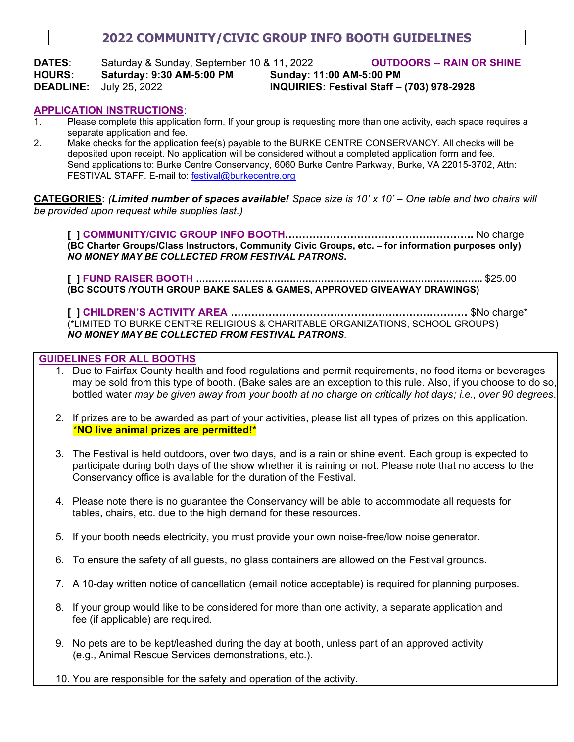# 2022 COMMUNITY/CIVIC GROUP INFO BOOTH GUIDELINES

**DATES**: Saturday & Sunday, September 10 & 11, 2022 **OUTDOORS -- RAIN OR SHINE**
**HOURS:** **Saturday: 9:30 AM-5:00 PM** **Sunday: 11:00 AM-5:00 PM**
**DEADLINE:** July 25, 2022 **INQUIRIES: Festival Staff – (703) 978-2928**

## APPLICATION INSTRUCTIONS:

1. Please complete this application form. If your group is requesting more than one activity, each space requires a separate application and fee.
2. Make checks for the application fee(s) payable to the BURKE CENTRE CONSERVANCY. All checks will be deposited upon receipt. No application will be considered without a completed application form and fee. Send applications to: Burke Centre Conservancy, 6060 Burke Centre Parkway, Burke, VA 22015-3702, Attn: FESTIVAL STAFF. E-mail to: festival@burkecentre.org

**CATEGORIES:** *(**Limited number of spaces available!** Space size is 10' x 10' – One table and two chairs will be provided upon request while supplies last.)*

**[ ] COMMUNITY/CIVIC GROUP INFO BOOTH……………………………………………….** No charge
**(BC Charter Groups/Class Instructors, Community Civic Groups, etc. – for information purposes only)**
***NO MONEY MAY BE COLLECTED FROM FESTIVAL PATRONS*.**

**[ ] FUND RAISER BOOTH** ……………………………………………………………………………….. $25.00
**(BC SCOUTS /YOUTH GROUP BAKE SALES & GAMES, APPROVED GIVEAWAY DRAWINGS)**

**[ ] CHILDREN'S ACTIVITY AREA …………………………………………………………….** $No charge*
(*LIMITED TO BURKE CENTRE RELIGIOUS & CHARITABLE ORGANIZATIONS, SCHOOL GROUPS)
***NO MONEY MAY BE COLLECTED FROM FESTIVAL PATRONS***.

## GUIDELINES FOR ALL BOOTHS

1. Due to Fairfax County health and food regulations and permit requirements, no food items or beverages may be sold from this type of booth. (Bake sales are an exception to this rule. Also, if you choose to do so, bottled water *may be given away from your booth at no charge on critically hot days; i.e., over 90 degrees*.)
2. If prizes are to be awarded as part of your activities, please list all types of prizes on this application. **\*NO live animal prizes are permitted!\***
3. The Festival is held outdoors, over two days, and is a rain or shine event. Each group is expected to participate during both days of the show whether it is raining or not. Please note that no access to the Conservancy office is available for the duration of the Festival.
4. Please note there is no guarantee the Conservancy will be able to accommodate all requests for tables, chairs, etc. due to the high demand for these resources.
5. If your booth needs electricity, you must provide your own noise-free/low noise generator.
6. To ensure the safety of all guests, no glass containers are allowed on the Festival grounds.
7. A 10-day written notice of cancellation (email notice acceptable) is required for planning purposes.
8. If your group would like to be considered for more than one activity, a separate application and fee (if applicable) are required.
9. No pets are to be kept/leashed during the day at booth, unless part of an approved activity (e.g., Animal Rescue Services demonstrations, etc.).
10. You are responsible for the safety and operation of the activity.